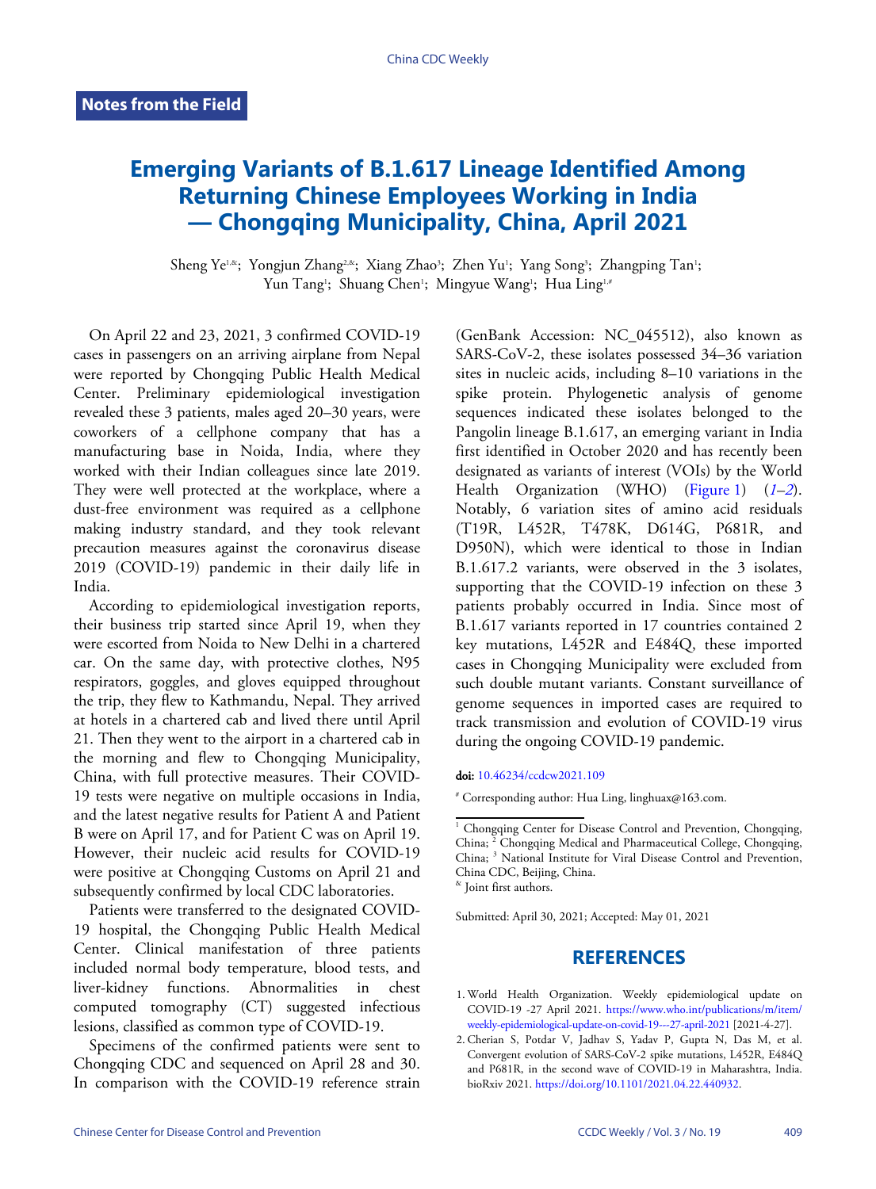**Notes from the Field**

# Emerging Variants of B.1.617 Lineage Identified Among Returning Chinese Employees Working in India — Chongqing Municipality, China, April 2021

Sheng Ye[1,&]; Yongjun Zhang[2,&]; Xiang Zhao[3]; Zhen Yu[1]; Yang Song[3]; Zhangping Tan[1]; Yun Tang[1]; Shuang Chen[1]; Mingyue Wang[1]; Hua Ling[1,#]

On April 22 and 23, 2021, 3 confirmed COVID-19 cases in passengers on an arriving airplane from Nepal were reported by Chongqing Public Health Medical Center. Preliminary epidemiological investigation revealed these 3 patients, males aged 20–30 years, were coworkers of a cellphone company that has a manufacturing base in Noida, India, where they worked with their Indian colleagues since late 2019. They were well protected at the workplace, where a dust-free environment was required as a cellphone making industry standard, and they took relevant precaution measures against the coronavirus disease 2019 (COVID-19) pandemic in their daily life in India.

According to epidemiological investigation reports, their business trip started since April 19, when they were escorted from Noida to New Delhi in a chartered car. On the same day, with protective clothes, N95 respirators, goggles, and gloves equipped throughout the trip, they flew to Kathmandu, Nepal. They arrived at hotels in a chartered cab and lived there until April 21. Then they went to the airport in a chartered cab in the morning and flew to Chongqing Municipality, China, with full protective measures. Their COVID-19 tests were negative on multiple occasions in India, and the latest negative results for Patient A and Patient B were on April 17, and for Patient C was on April 19. However, their nucleic acid results for COVID-19 were positive at Chongqing Customs on April 21 and subsequently confirmed by local CDC laboratories.

Patients were transferred to the designated COVID-19 hospital, the Chongqing Public Health Medical Center. Clinical manifestation of three patients included normal body temperature, blood tests, and liver-kidney functions. Abnormalities in chest computed tomography (CT) suggested infectious lesions, classified as common type of COVID-19.

Specimens of the confirmed patients were sent to Chongqing CDC and sequenced on April 28 and 30. In comparison with the COVID-19 reference strain (GenBank Accession: NC_045512), also known as SARS-CoV-2, these isolates possessed 34–36 variation sites in nucleic acids, including 8–10 variations in the spike protein. Phylogenetic analysis of genome sequences indicated these isolates belonged to the Pangolin lineage B.1.617, an emerging variant in India first identified in October 2020 and has recently been designated as variants of interest (VOIs) by the World Health Organization (WHO) (Figure 1) (*1*–*2*). Notably, 6 variation sites of amino acid residuals (T19R, L452R, T478K, D614G, P681R, and D950N), which were identical to those in Indian B.1.617.2 variants, were observed in the 3 isolates, supporting that the COVID-19 infection on these 3 patients probably occurred in India. Since most of B.1.617 variants reported in 17 countries contained 2 key mutations, L452R and E484Q, these imported cases in Chongqing Municipality were excluded from such double mutant variants. Constant surveillance of genome sequences in imported cases are required to track transmission and evolution of COVID-19 virus during the ongoing COVID-19 pandemic.

**doi:** 10.46234/ccdcw2021.109

[#] Corresponding author: Hua Ling, linghuax@163.com.

[1] Chongqing Center for Disease Control and Prevention, Chongqing, China; [2] Chongqing Medical and Pharmaceutical College, Chongqing, China; [3] National Institute for Viral Disease Control and Prevention, China CDC, Beijing, China.
[&] Joint first authors.

Submitted: April 30, 2021; Accepted: May 01, 2021

## REFERENCES

1. World Health Organization. Weekly epidemiological update on COVID-19 -27 April 2021. https://www.who.int/publications/m/item/weekly-epidemiological-update-on-covid-19---27-april-2021 [2021-4-27].
2. Cherian S, Potdar V, Jadhav S, Yadav P, Gupta N, Das M, et al. Convergent evolution of SARS-CoV-2 spike mutations, L452R, E484Q and P681R, in the second wave of COVID-19 in Maharashtra, India. bioRxiv 2021. https://doi.org/10.1101/2021.04.22.440932.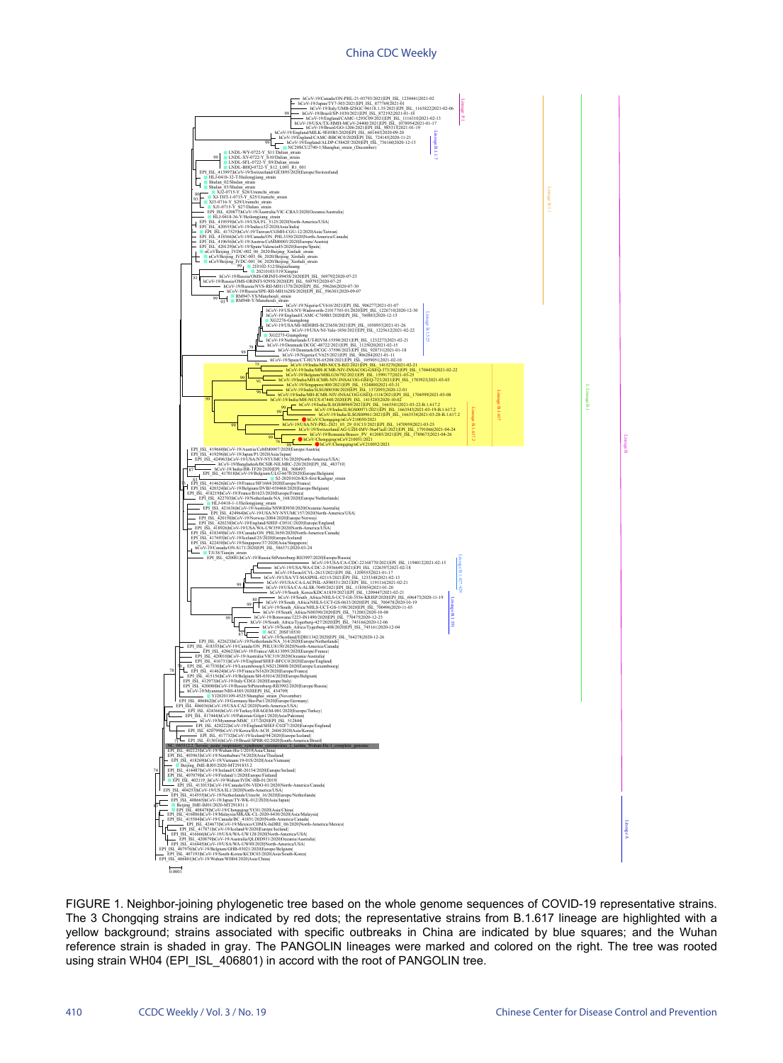FIGURE 1. Neighbor-joining phylogenetic tree based on the whole genome sequences of COVID-19 representative strains. The 3 Chongqing strains are indicated by red dots; the representative strains from B.1.617 lineage are highlighted with a yellow background; strains associated with specific outbreaks in China are indicated by blue squares; and the Wuhan reference strain is shaded in gray. The PANGOLIN lineages were marked and colored on the right. The tree was rooted using strain WH04 (EPI_ISL_406801) in accord with the root of PANGOLIN tree.